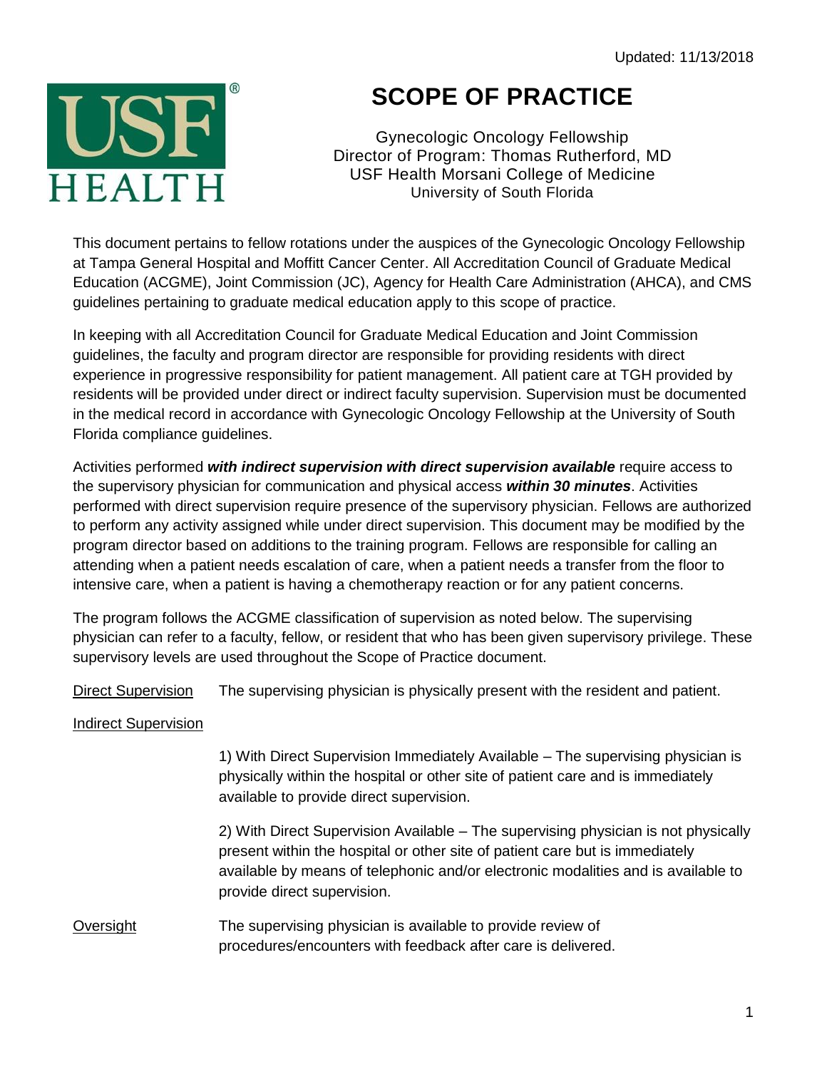Updated: 11/13/2018

# SCOPE OF PRACTICE

Gynecologic Oncology Fellowship
Director of Program: Thomas Rutherford, MD
USF Health Morsani College of Medicine
University of South Florida

This document pertains to fellow rotations under the auspices of the Gynecologic Oncology Fellowship at Tampa General Hospital and Moffitt Cancer Center. All Accreditation Council of Graduate Medical Education (ACGME), Joint Commission (JC), Agency for Health Care Administration (AHCA), and CMS guidelines pertaining to graduate medical education apply to this scope of practice.

In keeping with all Accreditation Council for Graduate Medical Education and Joint Commission guidelines, the faculty and program director are responsible for providing residents with direct experience in progressive responsibility for patient management. All patient care at TGH provided by residents will be provided under direct or indirect faculty supervision. Supervision must be documented in the medical record in accordance with Gynecologic Oncology Fellowship at the University of South Florida compliance guidelines.

Activities performed ***with indirect supervision with direct supervision available*** require access to the supervisory physician for communication and physical access ***within 30 minutes***. Activities performed with direct supervision require presence of the supervisory physician. Fellows are authorized to perform any activity assigned while under direct supervision. This document may be modified by the program director based on additions to the training program. Fellows are responsible for calling an attending when a patient needs escalation of care, when a patient needs a transfer from the floor to intensive care, when a patient is having a chemotherapy reaction or for any patient concerns.

The program follows the ACGME classification of supervision as noted below. The supervising physician can refer to a faculty, fellow, or resident that who has been given supervisory privilege. These supervisory levels are used throughout the Scope of Practice document.

<u>Direct Supervision</u> The supervising physician is physically present with the resident and patient.

<u>Indirect Supervision</u>

1) With Direct Supervision Immediately Available – The supervising physician is physically within the hospital or other site of patient care and is immediately available to provide direct supervision.

2) With Direct Supervision Available – The supervising physician is not physically present within the hospital or other site of patient care but is immediately available by means of telephonic and/or electronic modalities and is available to provide direct supervision.

<u>Oversight</u> The supervising physician is available to provide review of procedures/encounters with feedback after care is delivered.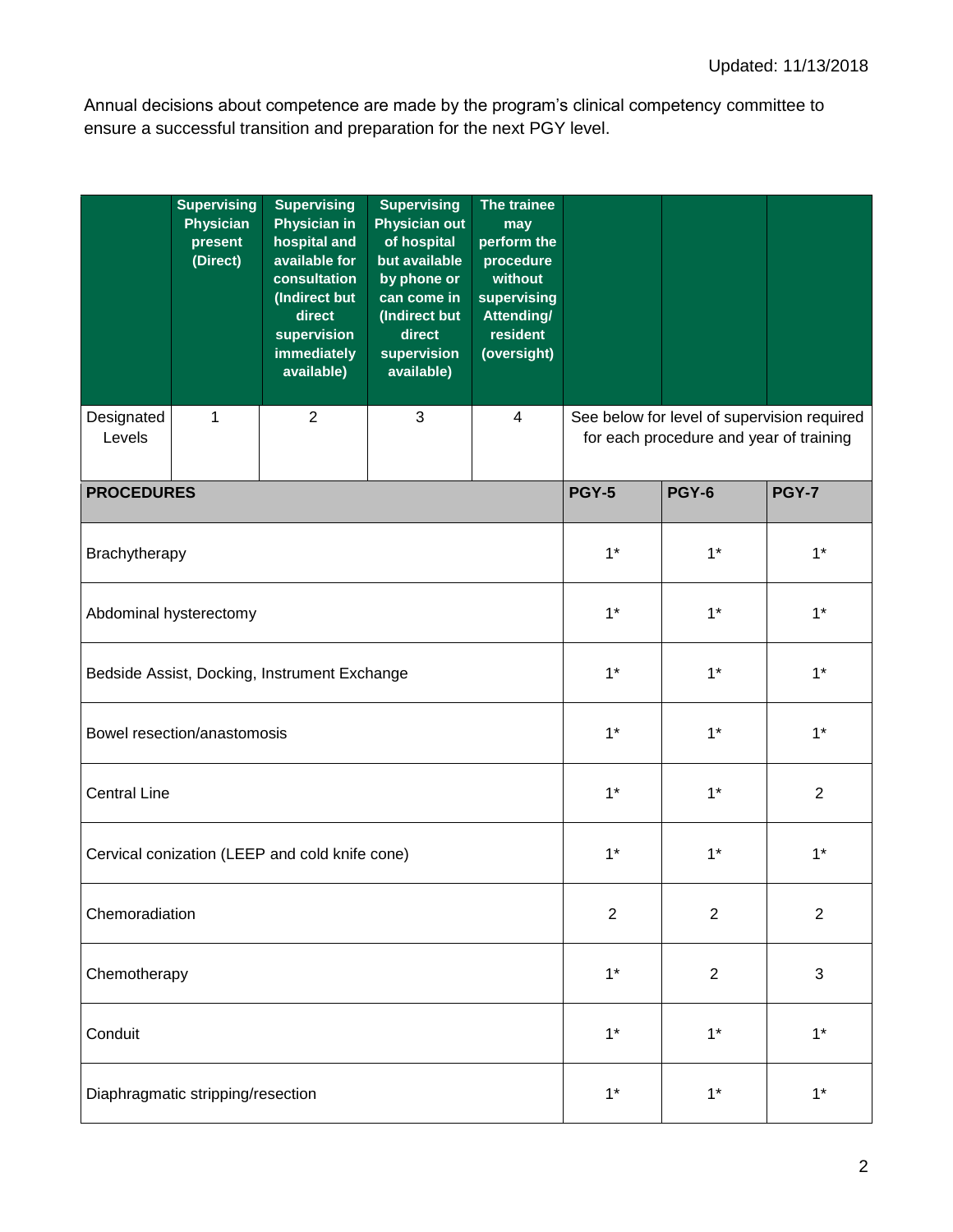Updated: 11/13/2018

Annual decisions about competence are made by the program's clinical competency committee to ensure a successful transition and preparation for the next PGY level.

| | Supervising Physician present (Direct) | Supervising Physician in hospital and available for consultation (Indirect but direct supervision immediately available) | Supervising Physician out of hospital but available by phone or can come in (Indirect but direct supervision available) | The trainee may perform the procedure without supervising Attending/ resident (oversight) | | | |
|---|---|---|---|---|---|---|---|
| Designated Levels | 1 | 2 | 3 | 4 | See below for level of supervision required for each procedure and year of training | | |
| **PROCEDURES** | | | | | **PGY-5** | **PGY-6** | **PGY-7** |
| Brachytherapy | | | | | 1* | 1* | 1* |
| Abdominal hysterectomy | | | | | 1* | 1* | 1* |
| Bedside Assist, Docking, Instrument Exchange | | | | | 1* | 1* | 1* |
| Bowel resection/anastomosis | | | | | 1* | 1* | 1* |
| Central Line | | | | | 1* | 1* | 2 |
| Cervical conization (LEEP and cold knife cone) | | | | | 1* | 1* | 1* |
| Chemoradiation | | | | | 2 | 2 | 2 |
| Chemotherapy | | | | | 1* | 2 | 3 |
| Conduit | | | | | 1* | 1* | 1* |
| Diaphragmatic stripping/resection | | | | | 1* | 1* | 1* |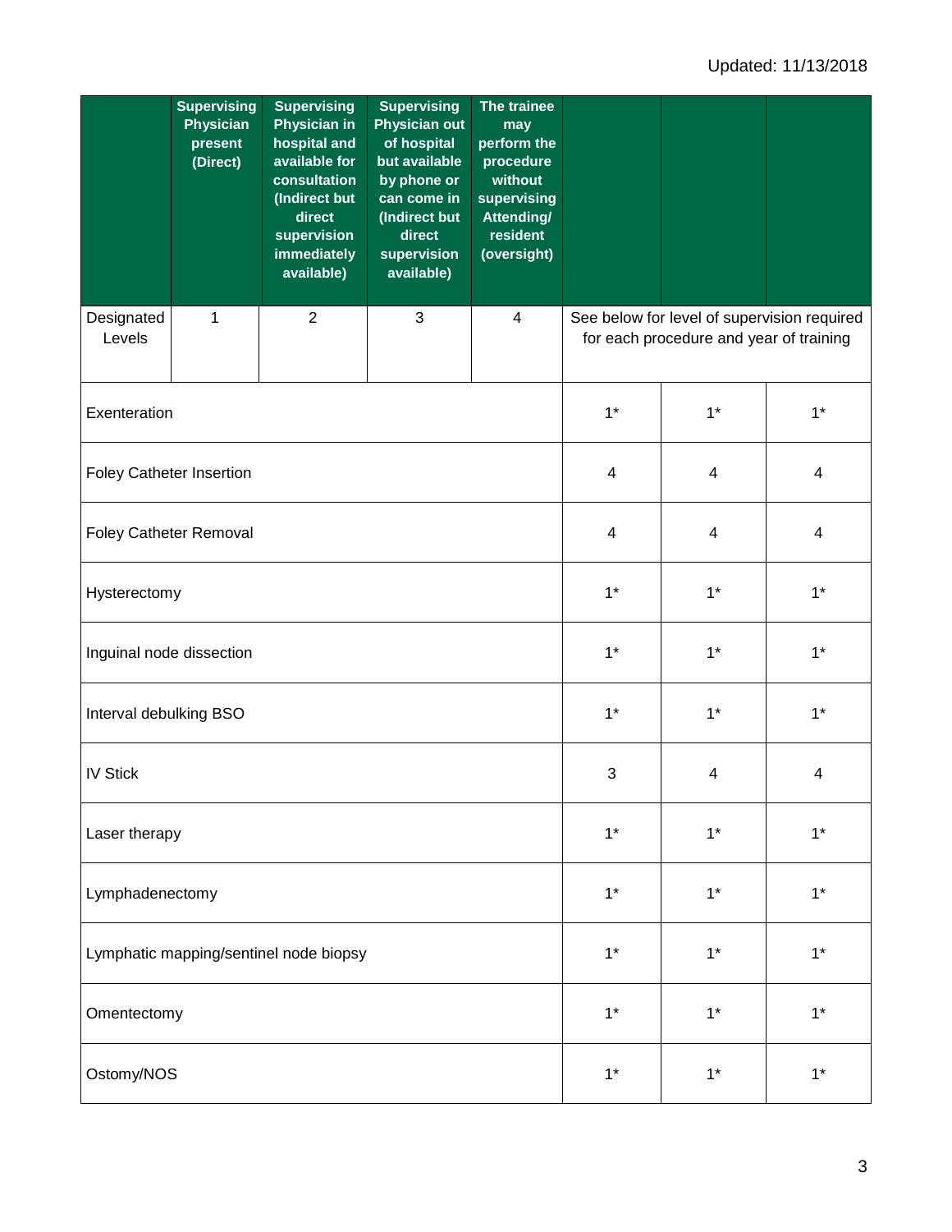Updated: 11/13/2018

| | Supervising Physician present (Direct) | Supervising Physician in hospital and available for consultation (Indirect but direct supervision immediately available) | Supervising Physician out of hospital but available by phone or can come in (Indirect but direct supervision available) | The trainee may perform the procedure without supervising Attending/ resident (oversight) | | | |
|---|---|---|---|---|---|---|---|
| Designated Levels | 1 | 2 | 3 | 4 | See below for level of supervision required for each procedure and year of training | | |
| Exenteration | | | | | 1* | 1* | 1* |
| Foley Catheter Insertion | | | | | 4 | 4 | 4 |
| Foley Catheter Removal | | | | | 4 | 4 | 4 |
| Hysterectomy | | | | | 1* | 1* | 1* |
| Inguinal node dissection | | | | | 1* | 1* | 1* |
| Interval debulking BSO | | | | | 1* | 1* | 1* |
| IV Stick | | | | | 3 | 4 | 4 |
| Laser therapy | | | | | 1* | 1* | 1* |
| Lymphadenectomy | | | | | 1* | 1* | 1* |
| Lymphatic mapping/sentinel node biopsy | | | | | 1* | 1* | 1* |
| Omentectomy | | | | | 1* | 1* | 1* |
| Ostomy/NOS | | | | | 1* | 1* | 1* |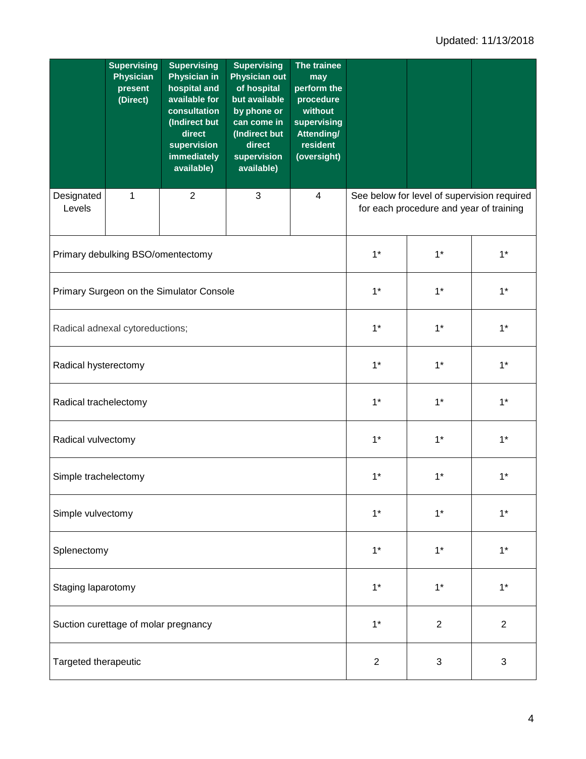Updated: 11/13/2018

| | Supervising Physician present (Direct) | Supervising Physician in hospital and available for consultation (Indirect but direct supervision immediately available) | Supervising Physician out of hospital but available by phone or can come in (Indirect but direct supervision available) | The trainee may perform the procedure without supervising Attending/ resident (oversight) | | | |
|---|---|---|---|---|---|---|---|
| Designated Levels | 1 | 2 | 3 | 4 | See below for level of supervision required for each procedure and year of training | | |
| Primary debulking BSO/omentectomy | | | | | 1* | 1* | 1* |
| Primary Surgeon on the Simulator Console | | | | | 1* | 1* | 1* |
| Radical adnexal cytoreductions; | | | | | 1* | 1* | 1* |
| Radical hysterectomy | | | | | 1* | 1* | 1* |
| Radical trachelectomy | | | | | 1* | 1* | 1* |
| Radical vulvectomy | | | | | 1* | 1* | 1* |
| Simple trachelectomy | | | | | 1* | 1* | 1* |
| Simple vulvectomy | | | | | 1* | 1* | 1* |
| Splenectomy | | | | | 1* | 1* | 1* |
| Staging laparotomy | | | | | 1* | 1* | 1* |
| Suction curettage of molar pregnancy | | | | | 1* | 2 | 2 |
| Targeted therapeutic | | | | | 2 | 3 | 3 |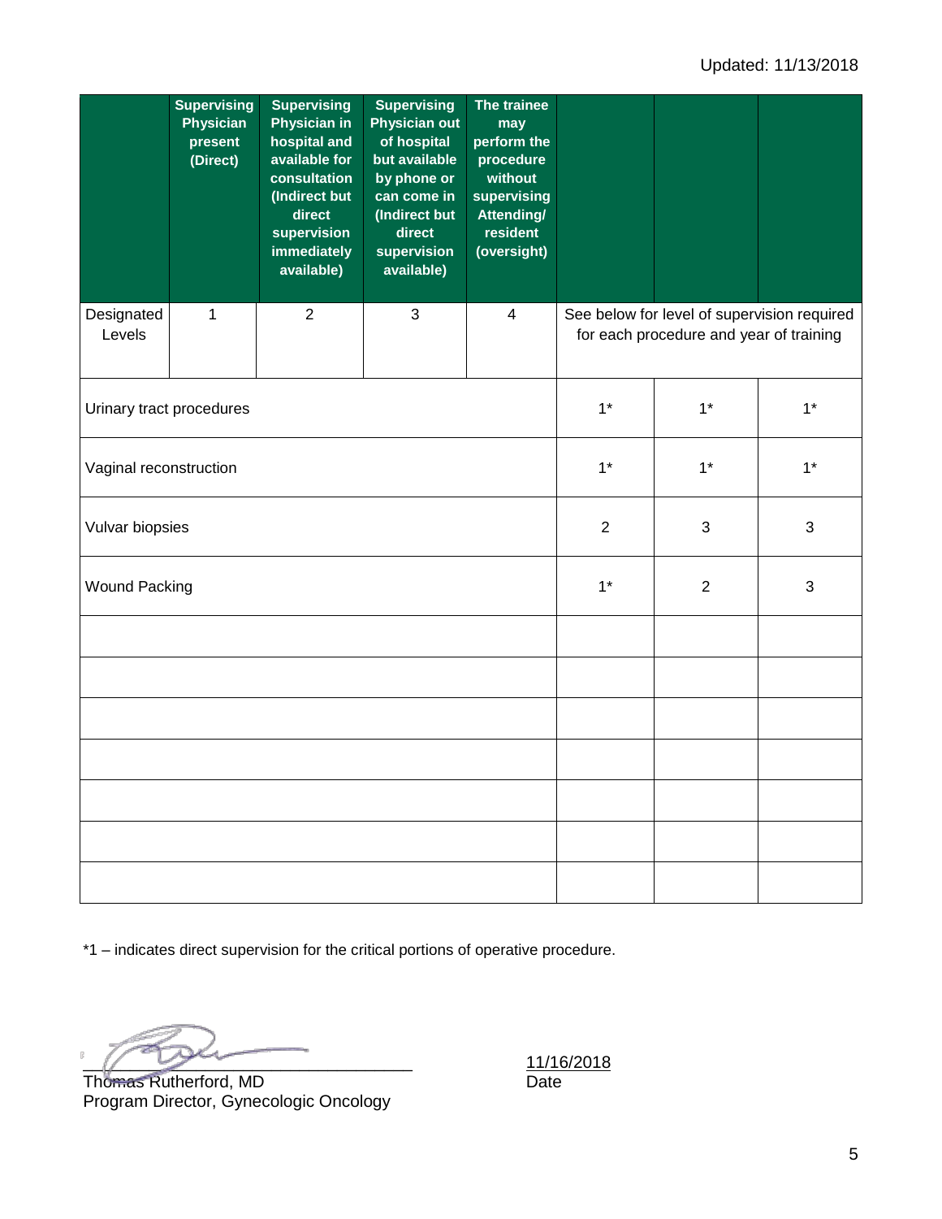Updated: 11/13/2018

| | Supervising Physician present (Direct) | Supervising Physician in hospital and available for consultation (Indirect but direct supervision immediately available) | Supervising Physician out of hospital but available by phone or can come in (Indirect but direct supervision available) | The trainee may perform the procedure without supervising Attending/ resident (oversight) | | | |
|---|---|---|---|---|---|---|---|
| Designated Levels | 1 | 2 | 3 | 4 | See below for level of supervision required for each procedure and year of training | | |
| Urinary tract procedures | | | | | 1* | 1* | 1* |
| Vaginal reconstruction | | | | | 1* | 1* | 1* |
| Vulvar biopsies | | | | | 2 | 3 | 3 |
| Wound Packing | | | | | 1* | 2 | 3 |
| | | | | | | | |
| | | | | | | | |
| | | | | | | | |
| | | | | | | | |
| | | | | | | | |
| | | | | | | | |
| | | | | | | | |

*1 – indicates direct supervision for the critical portions of operative procedure.

Thomas Rutherford, MD
Program Director, Gynecologic Oncology

11/16/2018
Date